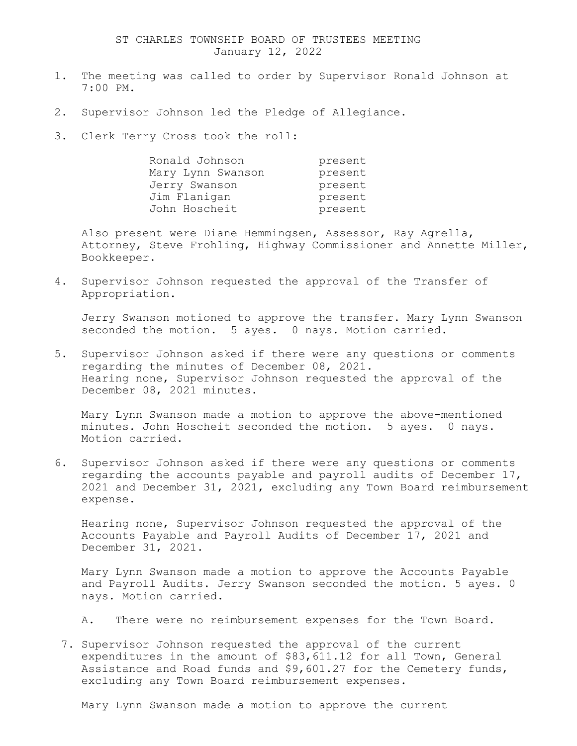# ST CHARLES TOWNSHIP BOARD OF TRUSTEES MEETING

January 12, 2022

1. The meeting was called to order by Supervisor Ronald Johnson at 7:00 PM.

2. Supervisor Johnson led the Pledge of Allegiance.

3. Clerk Terry Cross took the roll:

| | |
|---|---|
| Ronald Johnson | present |
| Mary Lynn Swanson | present |
| Jerry Swanson | present |
| Jim Flanigan | present |
| John Hoscheit | present |

   Also present were Diane Hemmingsen, Assessor, Ray Agrella, Attorney, Steve Frohling, Highway Commissioner and Annette Miller, Bookkeeper.

4. Supervisor Johnson requested the approval of the Transfer of Appropriation.

   Jerry Swanson motioned to approve the transfer. Mary Lynn Swanson seconded the motion. 5 ayes. 0 nays. Motion carried.

5. Supervisor Johnson asked if there were any questions or comments regarding the minutes of December 08, 2021.
   Hearing none, Supervisor Johnson requested the approval of the December 08, 2021 minutes.

   Mary Lynn Swanson made a motion to approve the above-mentioned minutes. John Hoscheit seconded the motion. 5 ayes. 0 nays. Motion carried.

6. Supervisor Johnson asked if there were any questions or comments regarding the accounts payable and payroll audits of December 17, 2021 and December 31, 2021, excluding any Town Board reimbursement expense.

   Hearing none, Supervisor Johnson requested the approval of the Accounts Payable and Payroll Audits of December 17, 2021 and December 31, 2021.

   Mary Lynn Swanson made a motion to approve the Accounts Payable and Payroll Audits. Jerry Swanson seconded the motion. 5 ayes. 0 nays. Motion carried.

   A. There were no reimbursement expenses for the Town Board.

7. Supervisor Johnson requested the approval of the current expenditures in the amount of $83,611.12 for all Town, General Assistance and Road funds and $9,601.27 for the Cemetery funds, excluding any Town Board reimbursement expenses.

   Mary Lynn Swanson made a motion to approve the current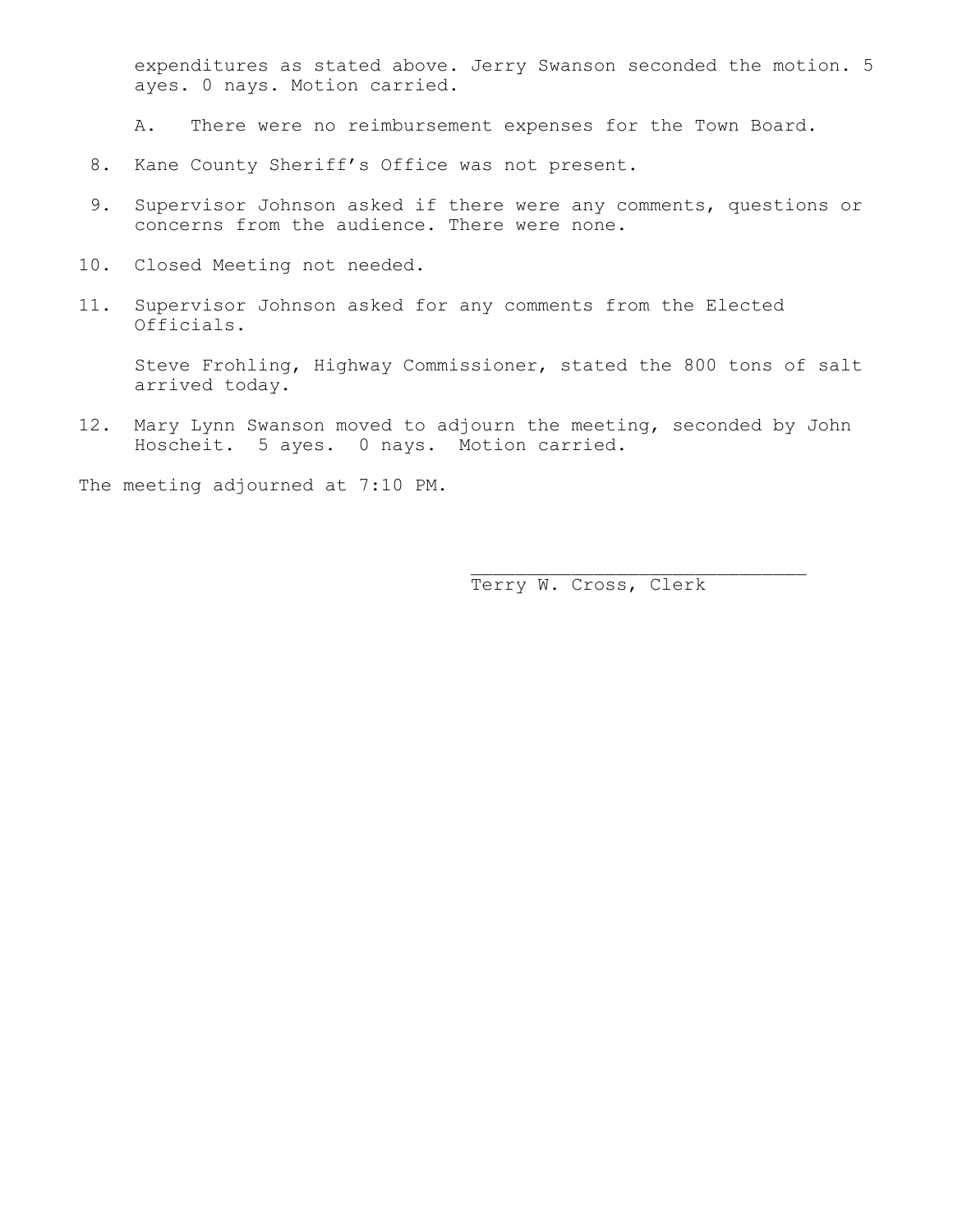expenditures as stated above. Jerry Swanson seconded the motion. 5 ayes. 0 nays. Motion carried.

A. There were no reimbursement expenses for the Town Board.

8. Kane County Sheriff's Office was not present.

9. Supervisor Johnson asked if there were any comments, questions or concerns from the audience. There were none.

10. Closed Meeting not needed.

11. Supervisor Johnson asked for any comments from the Elected Officials.

    Steve Frohling, Highway Commissioner, stated the 800 tons of salt arrived today.

12. Mary Lynn Swanson moved to adjourn the meeting, seconded by John Hoscheit. 5 ayes. 0 nays. Motion carried.

The meeting adjourned at 7:10 PM.

______________________________

Terry W. Cross, Clerk